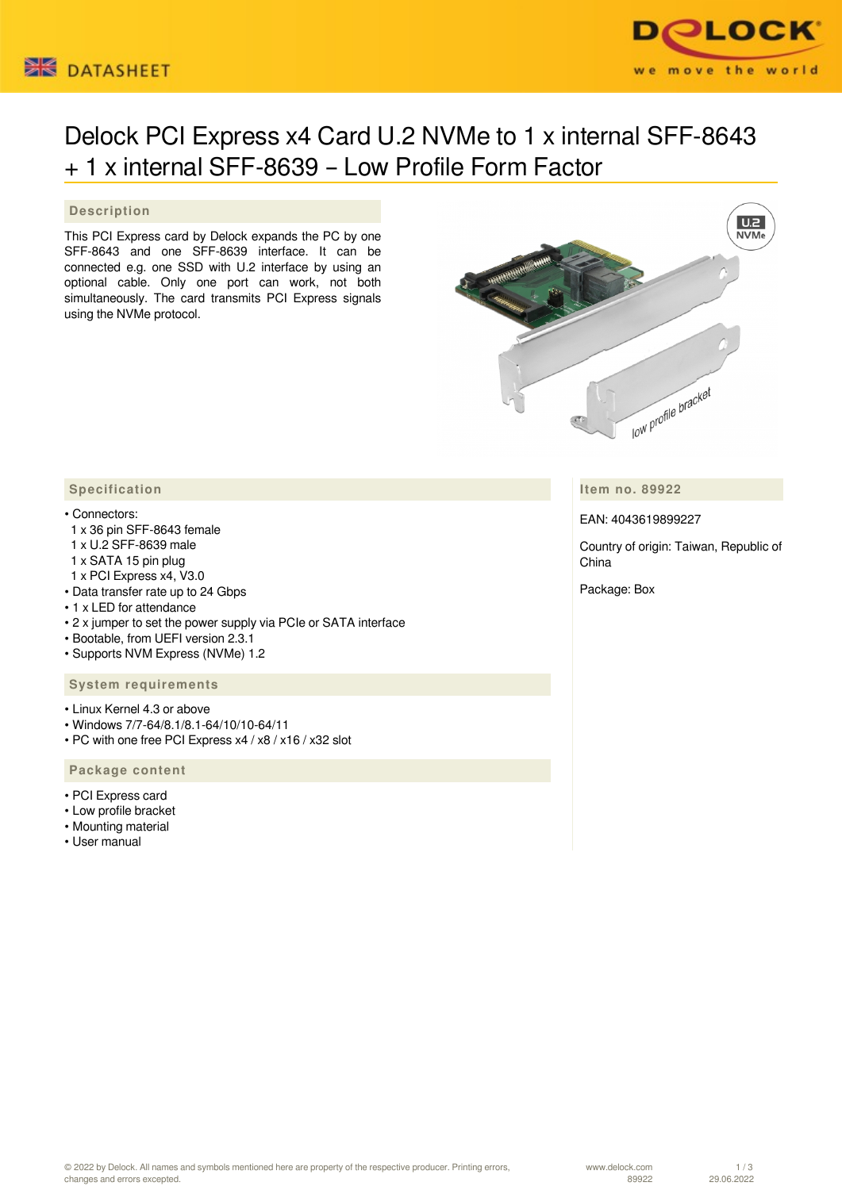# Delock PCI Express x4 Card U.2 NVMe to 1 x internal SFF-8643 + 1 x internal SFF-8639 – Low Profile Form Factor

## Description

This PCI Express card by Delock expands the PC by one SFF-8643 and one SFF-8639 interface. It can be connected e.g. one SSD with U.2 interface by using an optional cable. Only one port can work, not both simultaneously. The card transmits PCI Express signals using the NVMe protocol.

## Specification

- Connectors:
  1 x 36 pin SFF-8643 female
  1 x U.2 SFF-8639 male
  1 x SATA 15 pin plug
  1 x PCI Express x4, V3.0
- Data transfer rate up to 24 Gbps
- 1 x LED for attendance
- 2 x jumper to set the power supply via PCIe or SATA interface
- Bootable, from UEFI version 2.3.1
- Supports NVM Express (NVMe) 1.2

## System requirements

- Linux Kernel 4.3 or above
- Windows 7/7-64/8.1/8.1-64/10/10-64/11
- PC with one free PCI Express x4 / x8 / x16 / x32 slot

## Package content

- PCI Express card
- Low profile bracket
- Mounting material
- User manual

## Item no. 89922

EAN: 4043619899227

Country of origin: Taiwan, Republic of China

Package: Box

© 2022 by Delock. All names and symbols mentioned here are property of the respective producer. Printing errors, changes and errors excepted.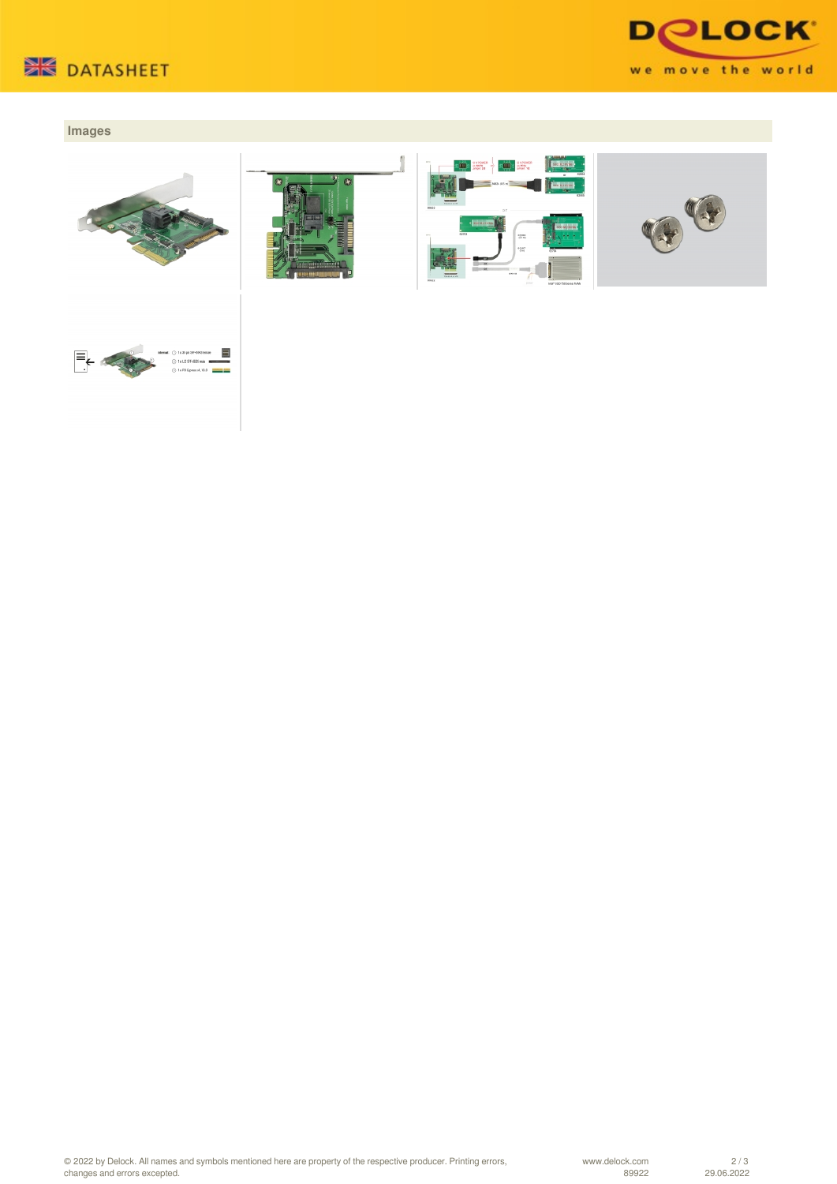## Images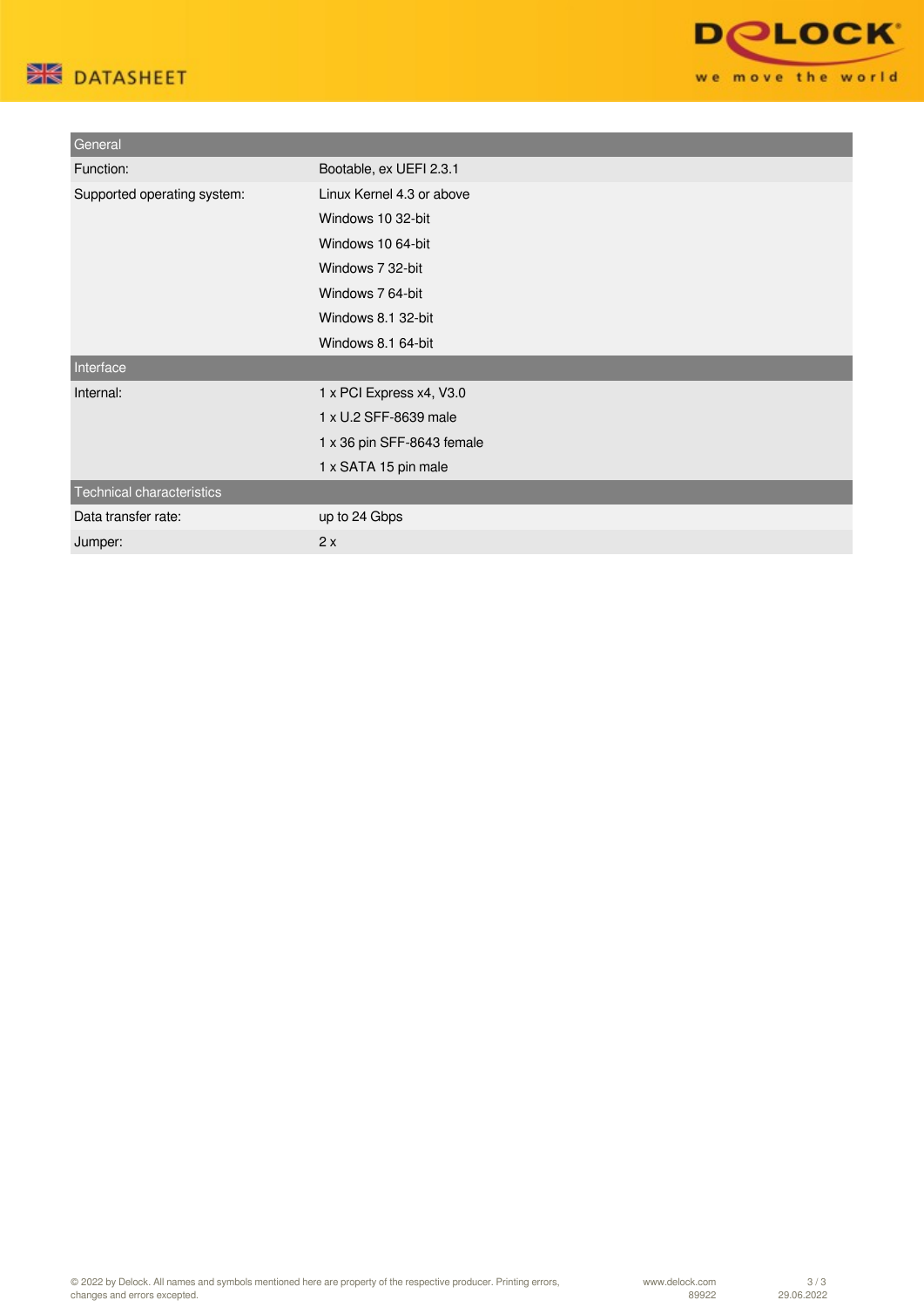| | |
|---|---|
| **General** | |
| Function: | Bootable, ex UEFI 2.3.1 |
| Supported operating system: | Linux Kernel 4.3 or above |
| | Windows 10 32-bit |
| | Windows 10 64-bit |
| | Windows 7 32-bit |
| | Windows 7 64-bit |
| | Windows 8.1 32-bit |
| | Windows 8.1 64-bit |
| **Interface** | |
| Internal: | 1 x PCI Express x4, V3.0 |
| | 1 x U.2 SFF-8639 male |
| | 1 x 36 pin SFF-8643 female |
| | 1 x SATA 15 pin male |
| **Technical characteristics** | |
| Data transfer rate: | up to 24 Gbps |
| Jumper: | 2 x |

© 2022 by Delock. All names and symbols mentioned here are property of the respective producer. Printing errors, changes and errors excepted.